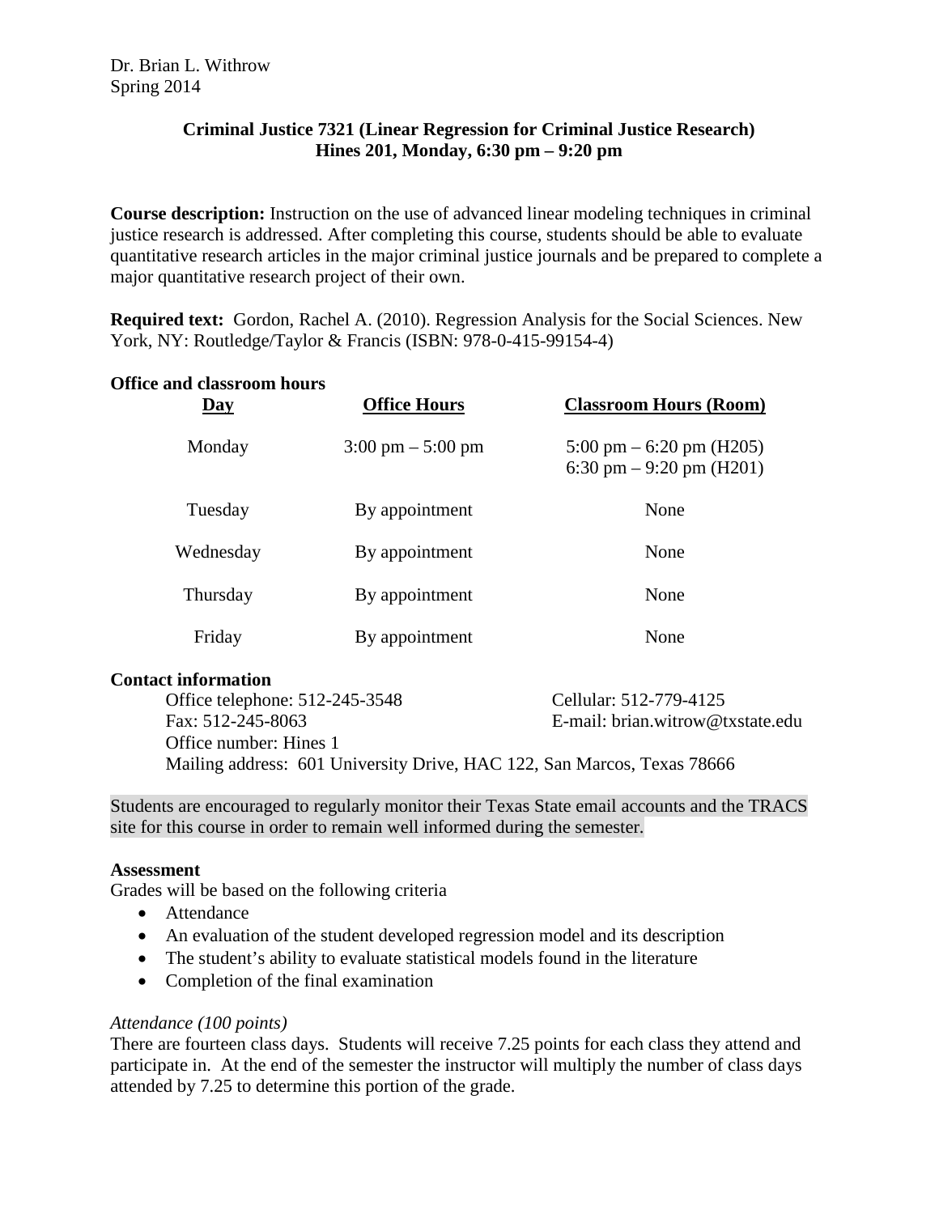Dr. Brian L. Withrow
Spring 2014

**Criminal Justice 7321 (Linear Regression for Criminal Justice Research)**
**Hines 201, Monday, 6:30 pm – 9:20 pm**

**Course description:** Instruction on the use of advanced linear modeling techniques in criminal justice research is addressed. After completing this course, students should be able to evaluate quantitative research articles in the major criminal justice journals and be prepared to complete a major quantitative research project of their own.

**Required text:** Gordon, Rachel A. (2010). Regression Analysis for the Social Sciences. New York, NY: Routledge/Taylor & Francis (ISBN: 978-0-415-99154-4)

**Office and classroom hours**

| Day | Office Hours | Classroom Hours (Room) |
|---|---|---|
| Monday | 3:00 pm – 5:00 pm | 5:00 pm – 6:20 pm (H205)<br>6:30 pm – 9:20 pm (H201) |
| Tuesday | By appointment | None |
| Wednesday | By appointment | None |
| Thursday | By appointment | None |
| Friday | By appointment | None |

**Contact information**

Office telephone: 512-245-3548
Cellular: 512-779-4125
Fax: 512-245-8063
E-mail: brian.witrow@txstate.edu
Office number: Hines 1
Mailing address: 601 University Drive, HAC 122, San Marcos, Texas 78666

Students are encouraged to regularly monitor their Texas State email accounts and the TRACS site for this course in order to remain well informed during the semester.

**Assessment**

Grades will be based on the following criteria

- Attendance
- An evaluation of the student developed regression model and its description
- The student's ability to evaluate statistical models found in the literature
- Completion of the final examination

*Attendance (100 points)*

There are fourteen class days. Students will receive 7.25 points for each class they attend and participate in. At the end of the semester the instructor will multiply the number of class days attended by 7.25 to determine this portion of the grade.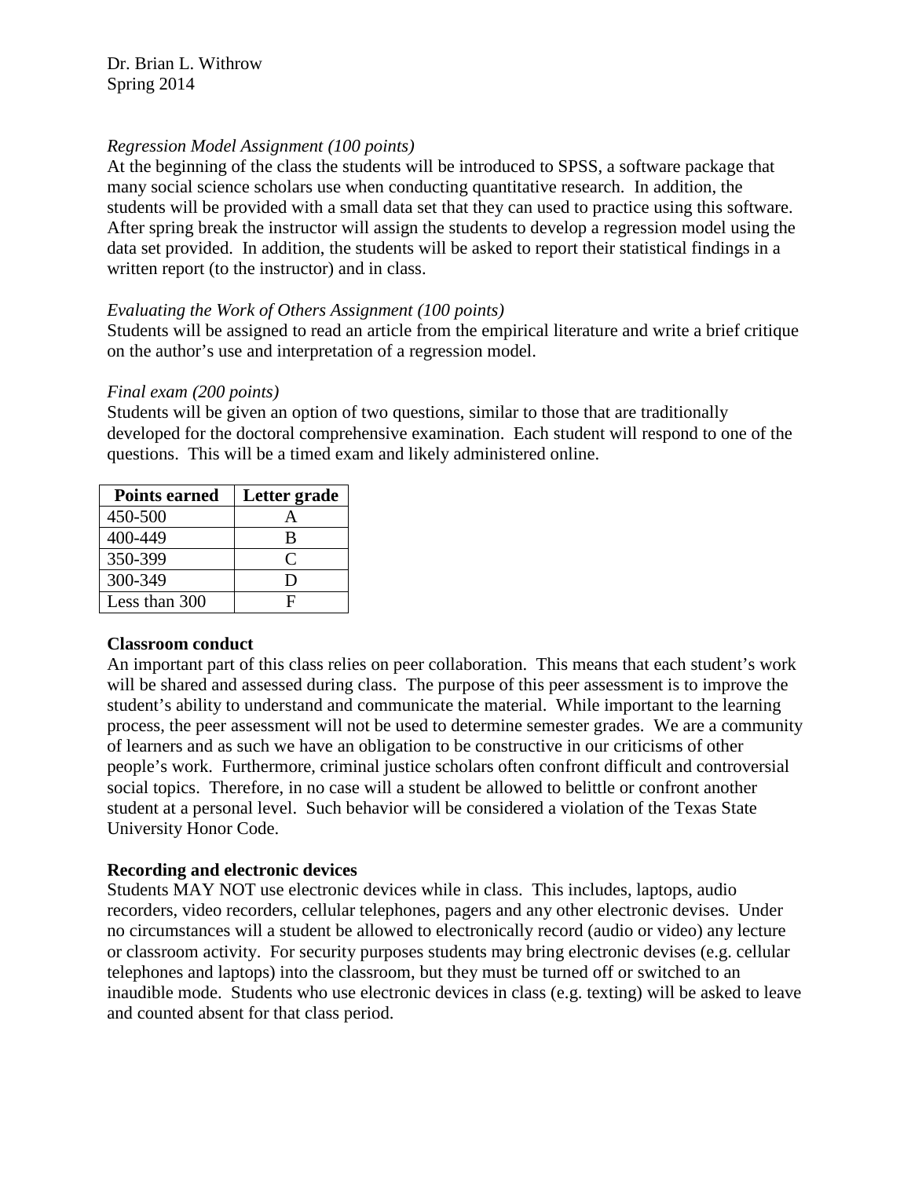Dr. Brian L. Withrow
Spring 2014

*Regression Model Assignment (100 points)*
At the beginning of the class the students will be introduced to SPSS, a software package that many social science scholars use when conducting quantitative research. In addition, the students will be provided with a small data set that they can used to practice using this software. After spring break the instructor will assign the students to develop a regression model using the data set provided. In addition, the students will be asked to report their statistical findings in a written report (to the instructor) and in class.

*Evaluating the Work of Others Assignment (100 points)*
Students will be assigned to read an article from the empirical literature and write a brief critique on the author's use and interpretation of a regression model.

*Final exam (200 points)*
Students will be given an option of two questions, similar to those that are traditionally developed for the doctoral comprehensive examination. Each student will respond to one of the questions. This will be a timed exam and likely administered online.

| Points earned | Letter grade |
|---|---|
| 450-500 | A |
| 400-449 | B |
| 350-399 | C |
| 300-349 | D |
| Less than 300 | F |

**Classroom conduct**
An important part of this class relies on peer collaboration. This means that each student's work will be shared and assessed during class. The purpose of this peer assessment is to improve the student's ability to understand and communicate the material. While important to the learning process, the peer assessment will not be used to determine semester grades. We are a community of learners and as such we have an obligation to be constructive in our criticisms of other people's work. Furthermore, criminal justice scholars often confront difficult and controversial social topics. Therefore, in no case will a student be allowed to belittle or confront another student at a personal level. Such behavior will be considered a violation of the Texas State University Honor Code.

**Recording and electronic devices**
Students MAY NOT use electronic devices while in class. This includes, laptops, audio recorders, video recorders, cellular telephones, pagers and any other electronic devises. Under no circumstances will a student be allowed to electronically record (audio or video) any lecture or classroom activity. For security purposes students may bring electronic devises (e.g. cellular telephones and laptops) into the classroom, but they must be turned off or switched to an inaudible mode. Students who use electronic devices in class (e.g. texting) will be asked to leave and counted absent for that class period.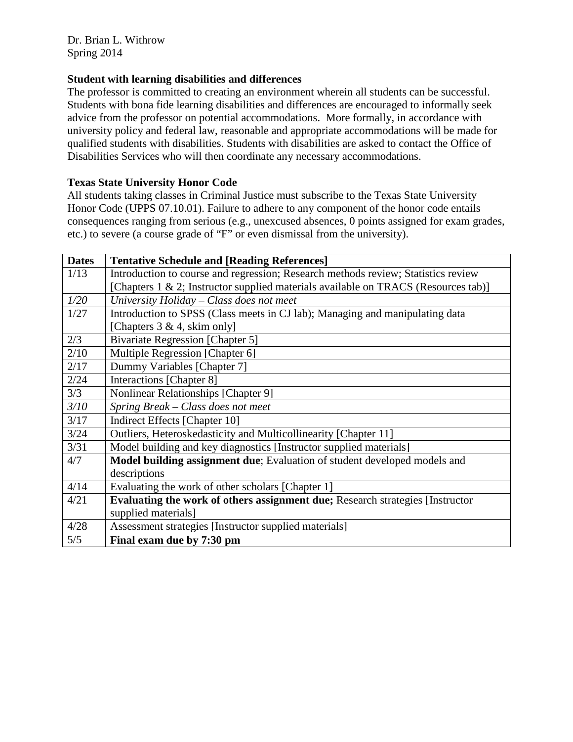Dr. Brian L. Withrow
Spring 2014

**Student with learning disabilities and differences**

The professor is committed to creating an environment wherein all students can be successful. Students with bona fide learning disabilities and differences are encouraged to informally seek advice from the professor on potential accommodations. More formally, in accordance with university policy and federal law, reasonable and appropriate accommodations will be made for qualified students with disabilities. Students with disabilities are asked to contact the Office of Disabilities Services who will then coordinate any necessary accommodations.

**Texas State University Honor Code**

All students taking classes in Criminal Justice must subscribe to the Texas State University Honor Code (UPPS 07.10.01). Failure to adhere to any component of the honor code entails consequences ranging from serious (e.g., unexcused absences, 0 points assigned for exam grades, etc.) to severe (a course grade of "F" or even dismissal from the university).

| **Dates** | **Tentative Schedule and [Reading References]** |
|---|---|
| 1/13 | Introduction to course and regression; Research methods review; Statistics review [Chapters 1 & 2; Instructor supplied materials available on TRACS (Resources tab)] |
| *1/20* | *University Holiday – Class does not meet* |
| 1/27 | Introduction to SPSS (Class meets in CJ lab); Managing and manipulating data [Chapters 3 & 4, skim only] |
| 2/3 | Bivariate Regression [Chapter 5] |
| 2/10 | Multiple Regression [Chapter 6] |
| 2/17 | Dummy Variables [Chapter 7] |
| 2/24 | Interactions [Chapter 8] |
| 3/3 | Nonlinear Relationships [Chapter 9] |
| *3/10* | *Spring Break – Class does not meet* |
| 3/17 | Indirect Effects [Chapter 10] |
| 3/24 | Outliers, Heteroskedasticity and Multicollinearity [Chapter 11] |
| 3/31 | Model building and key diagnostics [Instructor supplied materials] |
| 4/7 | **Model building assignment due**; Evaluation of student developed models and descriptions |
| 4/14 | Evaluating the work of other scholars [Chapter 1] |
| 4/21 | **Evaluating the work of others assignment due;** Research strategies [Instructor supplied materials] |
| 4/28 | Assessment strategies [Instructor supplied materials] |
| 5/5 | **Final exam due by 7:30 pm** |